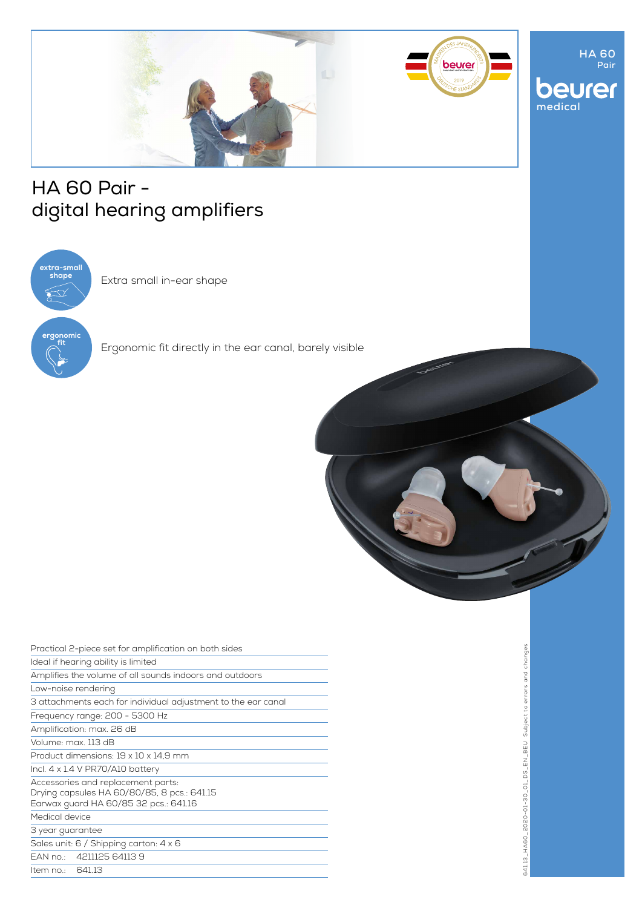HA 60
Pair

beurer
medical

# HA 60 Pair - digital hearing amplifiers

**extra-small shape**

Extra small in-ear shape

**ergonomic fit**

Ergonomic fit directly in the ear canal, barely visible

- Practical 2-piece set for amplification on both sides
- Ideal if hearing ability is limited
- Amplifies the volume of all sounds indoors and outdoors
- Low-noise rendering
- 3 attachments each for individual adjustment to the ear canal
- Frequency range: 200 - 5300 Hz
- Amplification: max. 26 dB
- Volume: max. 113 dB
- Product dimensions: 19 x 10 x 14,9 mm
- Incl. 4 x 1.4 V PR70/A10 battery
- Accessories and replacement parts:
  Drying capsules HA 60/80/85, 8 pcs.: 641.15
  Earwax guard HA 60/85 32 pcs.: 641.16
- Medical device
- 3 year guarantee
- Sales unit: 6 / Shipping carton: 4 x 6
- EAN no.: 4211125 64113 9
- Item no.: 641.13

641.13_HA60_2020-01-30_01_DS_EN_BEU Subject to errors and changes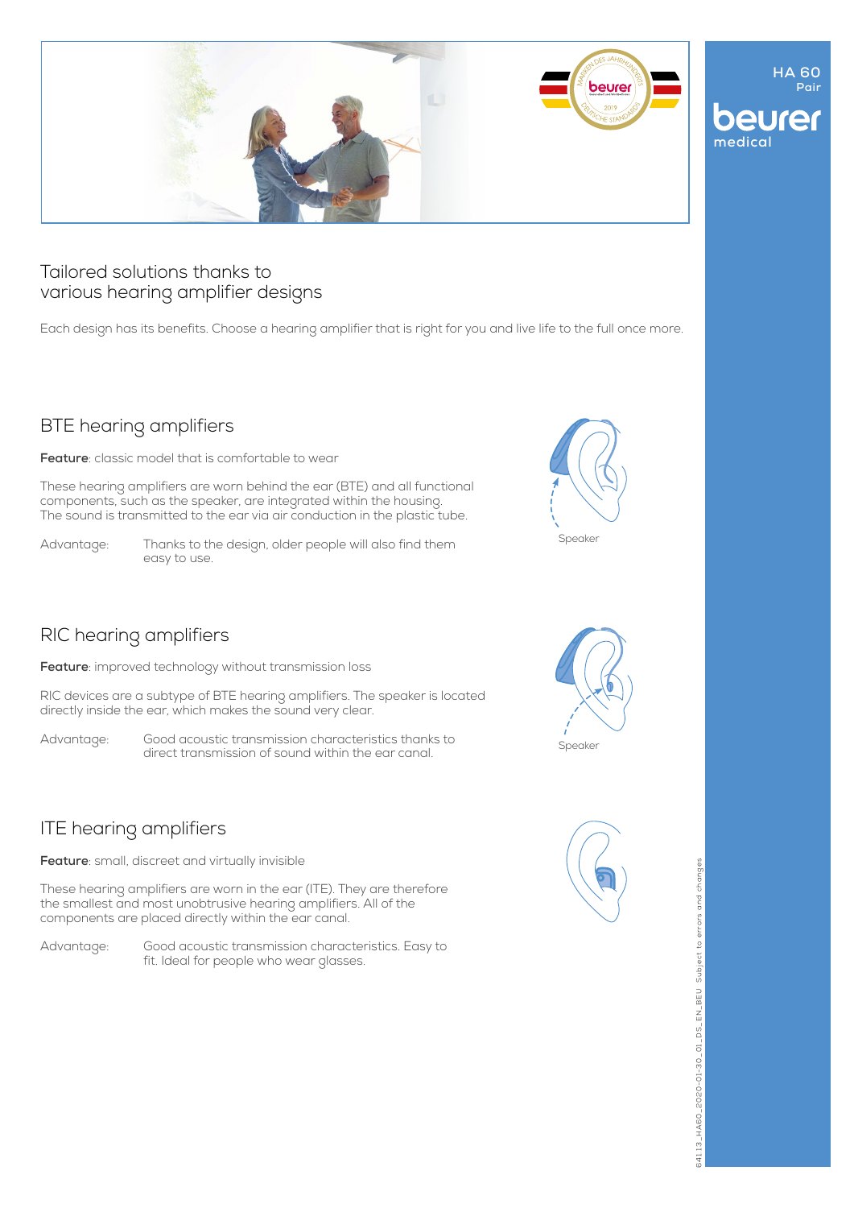HA 60
Pair

beurer
medical

## Tailored solutions thanks to various hearing amplifier designs

Each design has its benefits. Choose a hearing amplifier that is right for you and live life to the full once more.

### BTE hearing amplifiers

**Feature**: classic model that is comfortable to wear

These hearing amplifiers are worn behind the ear (BTE) and all functional components, such as the speaker, are integrated within the housing. The sound is transmitted to the ear via air conduction in the plastic tube.

Advantage: Thanks to the design, older people will also find them easy to use.

Speaker

### RIC hearing amplifiers

**Feature**: improved technology without transmission loss

RIC devices are a subtype of BTE hearing amplifiers. The speaker is located directly inside the ear, which makes the sound very clear.

Advantage: Good acoustic transmission characteristics thanks to direct transmission of sound within the ear canal.

Speaker

### ITE hearing amplifiers

**Feature**: small, discreet and virtually invisible

These hearing amplifiers are worn in the ear (ITE). They are therefore the smallest and most unobtrusive hearing amplifiers. All of the components are placed directly within the ear canal.

Advantage: Good acoustic transmission characteristics. Easy to fit. Ideal for people who wear glasses.

641.13_HA60_2020-01-30_01_DS_EN_BEU Subject to errors and changes